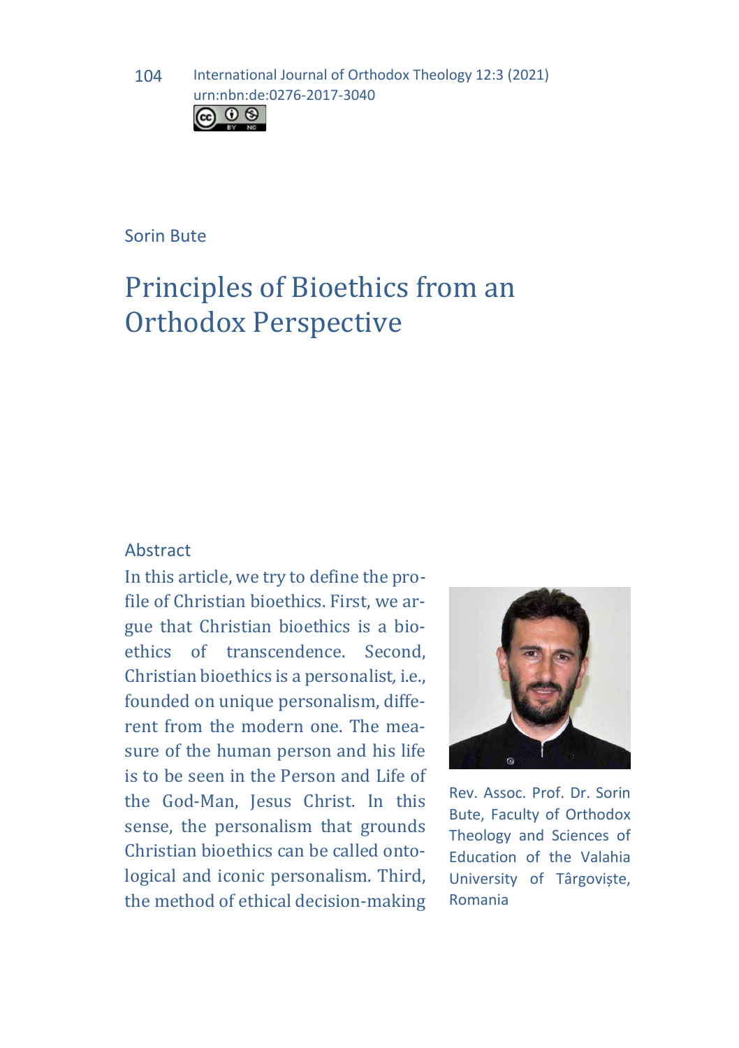International Journal of Orthodox Theology 12:3 (2021)
urn:nbn:de:0276-2017-3040

Sorin Bute

# Principles of Bioethics from an Orthodox Perspective

Rev. Assoc. Prof. Dr. Sorin Bute, Faculty of Orthodox Theology and Sciences of Education of the Valahia University of Târgoviște, Romania

## Abstract

In this article, we try to define the profile of Christian bioethics. First, we argue that Christian bioethics is a bioethics of transcendence. Second, Christian bioethics is a personalist, i.e., founded on unique personalism, different from the modern one. The measure of the human person and his life is to be seen in the Person and Life of the God-Man, Jesus Christ. In this sense, the personalism that grounds Christian bioethics can be called ontological and iconic personalism. Third, the method of ethical decision-making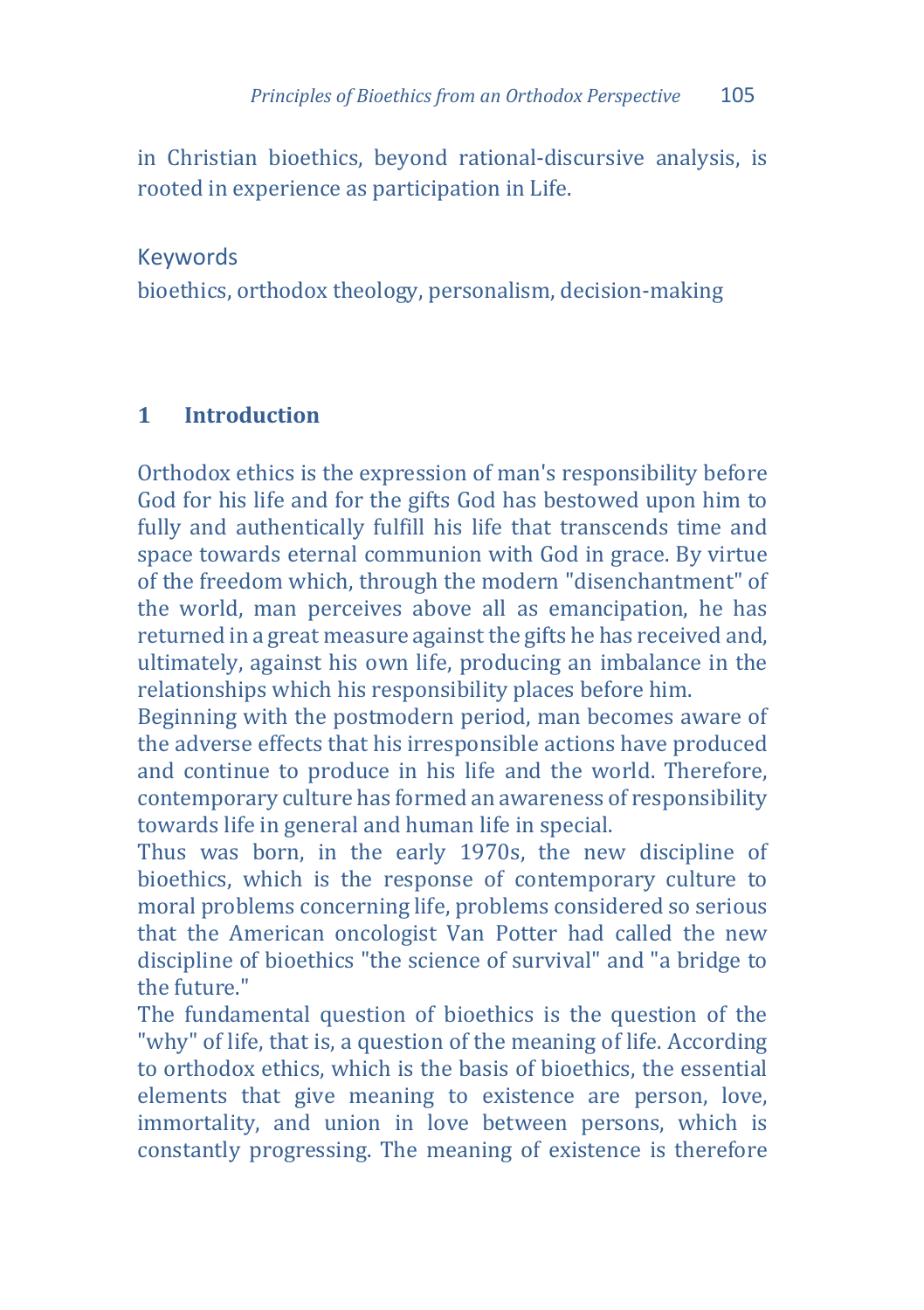in Christian bioethics, beyond rational-discursive analysis, is rooted in experience as participation in Life.

Keywords

bioethics, orthodox theology, personalism, decision-making

## 1 Introduction

Orthodox ethics is the expression of man's responsibility before God for his life and for the gifts God has bestowed upon him to fully and authentically fulfill his life that transcends time and space towards eternal communion with God in grace. By virtue of the freedom which, through the modern "disenchantment" of the world, man perceives above all as emancipation, he has returned in a great measure against the gifts he has received and, ultimately, against his own life, producing an imbalance in the relationships which his responsibility places before him.

Beginning with the postmodern period, man becomes aware of the adverse effects that his irresponsible actions have produced and continue to produce in his life and the world. Therefore, contemporary culture has formed an awareness of responsibility towards life in general and human life in special.

Thus was born, in the early 1970s, the new discipline of bioethics, which is the response of contemporary culture to moral problems concerning life, problems considered so serious that the American oncologist Van Potter had called the new discipline of bioethics "the science of survival" and "a bridge to the future."

The fundamental question of bioethics is the question of the "why" of life, that is, a question of the meaning of life. According to orthodox ethics, which is the basis of bioethics, the essential elements that give meaning to existence are person, love, immortality, and union in love between persons, which is constantly progressing. The meaning of existence is therefore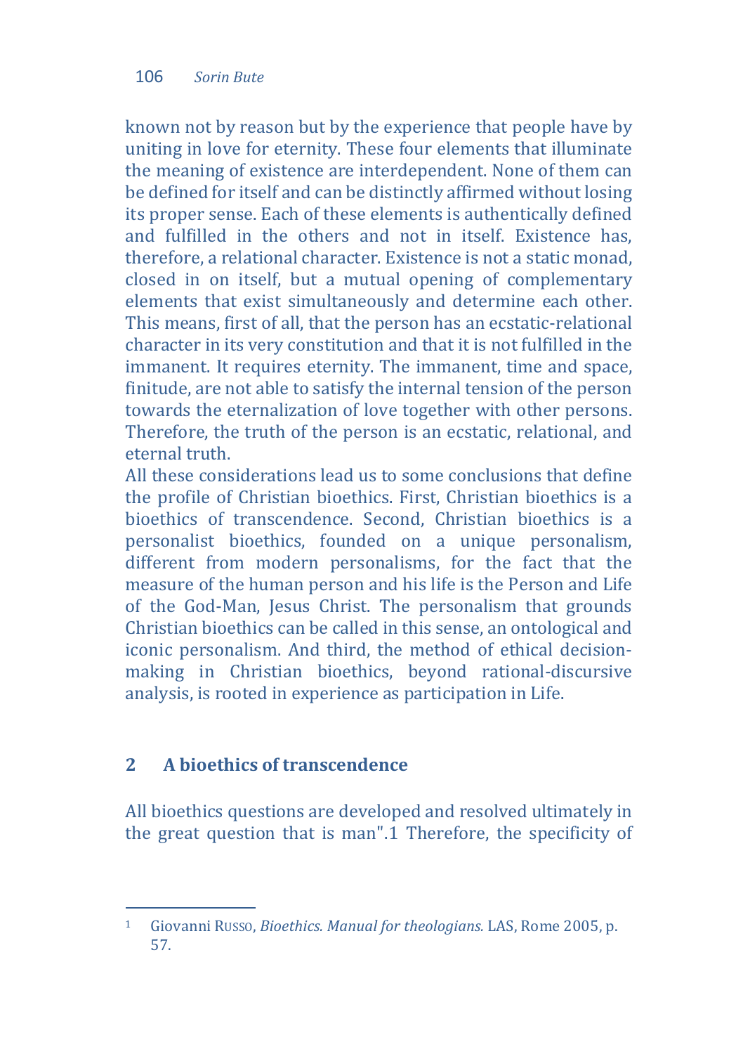known not by reason but by the experience that people have by uniting in love for eternity. These four elements that illuminate the meaning of existence are interdependent. None of them can be defined for itself and can be distinctly affirmed without losing its proper sense. Each of these elements is authentically defined and fulfilled in the others and not in itself. Existence has, therefore, a relational character. Existence is not a static monad, closed in on itself, but a mutual opening of complementary elements that exist simultaneously and determine each other. This means, first of all, that the person has an ecstatic-relational character in its very constitution and that it is not fulfilled in the immanent. It requires eternity. The immanent, time and space, finitude, are not able to satisfy the internal tension of the person towards the eternalization of love together with other persons. Therefore, the truth of the person is an ecstatic, relational, and eternal truth.

All these considerations lead us to some conclusions that define the profile of Christian bioethics. First, Christian bioethics is a bioethics of transcendence. Second, Christian bioethics is a personalist bioethics, founded on a unique personalism, different from modern personalisms, for the fact that the measure of the human person and his life is the Person and Life of the God-Man, Jesus Christ. The personalism that grounds Christian bioethics can be called in this sense, an ontological and iconic personalism. And third, the method of ethical decision-making in Christian bioethics, beyond rational-discursive analysis, is rooted in experience as participation in Life.

## 2 A bioethics of transcendence

All bioethics questions are developed and resolved ultimately in the great question that is man".[1] Therefore, the specificity of

---

[1] Giovanni RUSSO, *Bioethics. Manual for theologians.* LAS, Rome 2005, p. 57.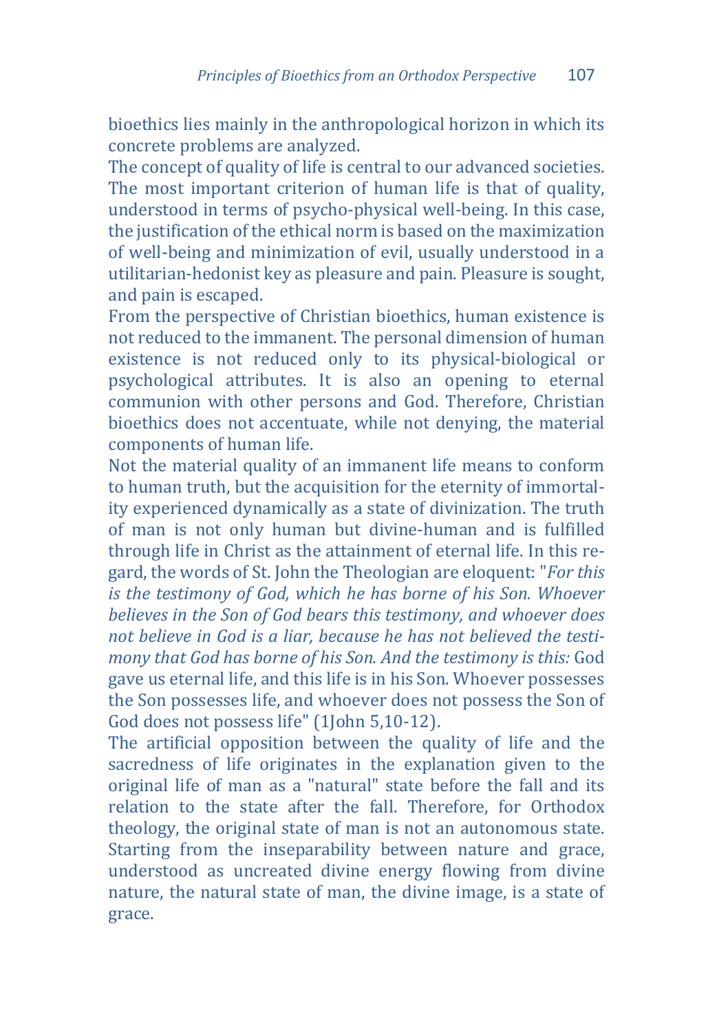bioethics lies mainly in the anthropological horizon in which its concrete problems are analyzed.

The concept of quality of life is central to our advanced societies. The most important criterion of human life is that of quality, understood in terms of psycho-physical well-being. In this case, the justification of the ethical norm is based on the maximization of well-being and minimization of evil, usually understood in a utilitarian-hedonist key as pleasure and pain. Pleasure is sought, and pain is escaped.

From the perspective of Christian bioethics, human existence is not reduced to the immanent. The personal dimension of human existence is not reduced only to its physical-biological or psychological attributes. It is also an opening to eternal communion with other persons and God. Therefore, Christian bioethics does not accentuate, while not denying, the material components of human life.

Not the material quality of an immanent life means to conform to human truth, but the acquisition for the eternity of immortality experienced dynamically as a state of divinization. The truth of man is not only human but divine-human and is fulfilled through life in Christ as the attainment of eternal life. In this regard, the words of St. John the Theologian are eloquent: "*For this is the testimony of God, which he has borne of his Son. Whoever believes in the Son of God bears this testimony, and whoever does not believe in God is a liar, because he has not believed the testimony that God has borne of his Son. And the testimony is this:* God gave us eternal life, and this life is in his Son. Whoever possesses the Son possesses life, and whoever does not possess the Son of God does not possess life" (1John 5,10-12).

The artificial opposition between the quality of life and the sacredness of life originates in the explanation given to the original life of man as a "natural" state before the fall and its relation to the state after the fall. Therefore, for Orthodox theology, the original state of man is not an autonomous state. Starting from the inseparability between nature and grace, understood as uncreated divine energy flowing from divine nature, the natural state of man, the divine image, is a state of grace.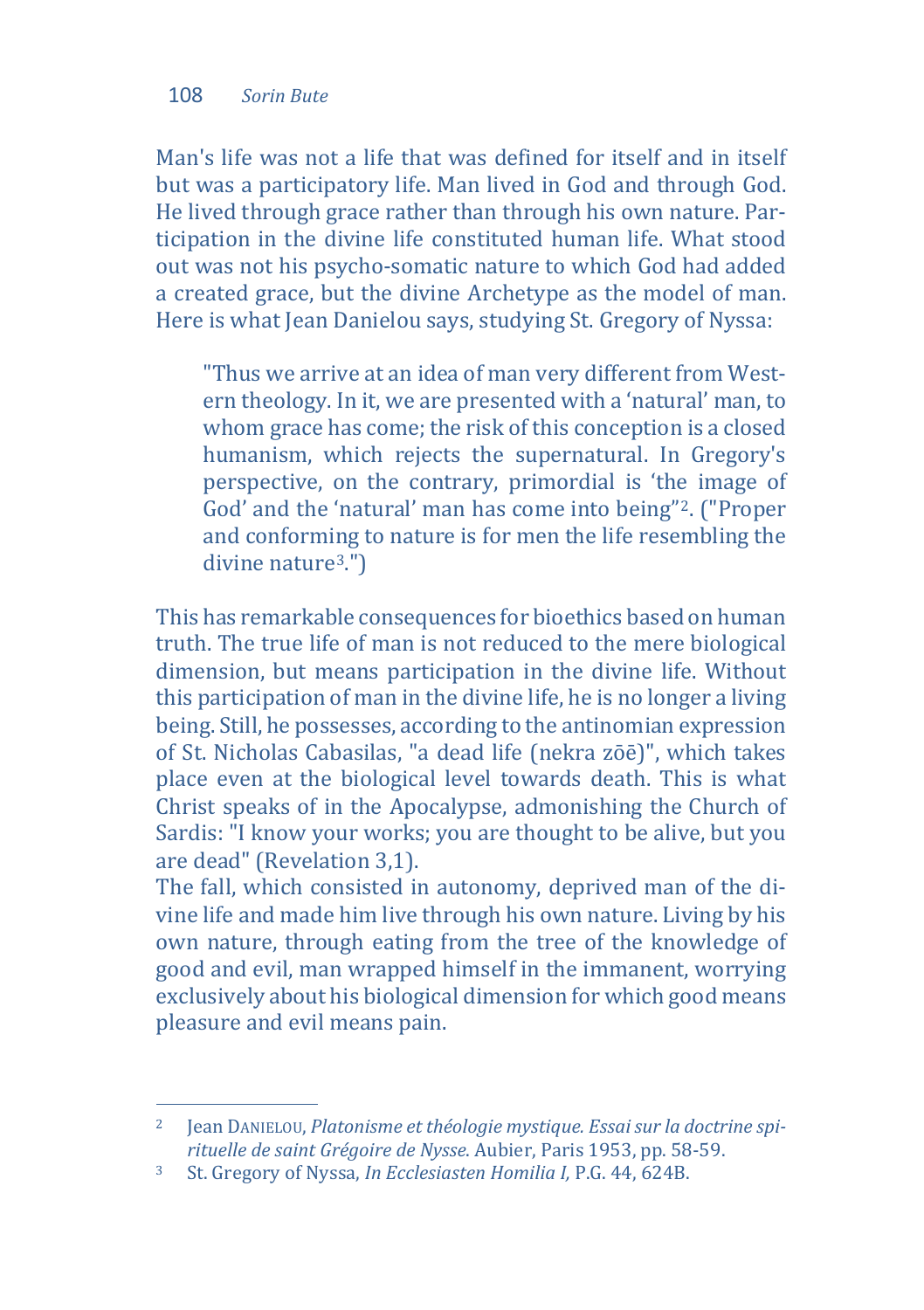Man's life was not a life that was defined for itself and in itself but was a participatory life. Man lived in God and through God. He lived through grace rather than through his own nature. Participation in the divine life constituted human life. What stood out was not his psycho-somatic nature to which God had added a created grace, but the divine Archetype as the model of man. Here is what Jean Danielou says, studying St. Gregory of Nyssa:

> "Thus we arrive at an idea of man very different from Western theology. In it, we are presented with a 'natural' man, to whom grace has come; the risk of this conception is a closed humanism, which rejects the supernatural. In Gregory's perspective, on the contrary, primordial is 'the image of God' and the 'natural' man has come into being"[2]. ("Proper and conforming to nature is for men the life resembling the divine nature[3].")

This has remarkable consequences for bioethics based on human truth. The true life of man is not reduced to the mere biological dimension, but means participation in the divine life. Without this participation of man in the divine life, he is no longer a living being. Still, he possesses, according to the antinomian expression of St. Nicholas Cabasilas, "a dead life (nekra zōē)", which takes place even at the biological level towards death. This is what Christ speaks of in the Apocalypse, admonishing the Church of Sardis: "I know your works; you are thought to be alive, but you are dead" (Revelation 3,1).

The fall, which consisted in autonomy, deprived man of the divine life and made him live through his own nature. Living by his own nature, through eating from the tree of the knowledge of good and evil, man wrapped himself in the immanent, worrying exclusively about his biological dimension for which good means pleasure and evil means pain.

---

[2] Jean Danielou, *Platonisme et théologie mystique. Essai sur la doctrine spirituelle de saint Grégoire de Nysse*. Aubier, Paris 1953, pp. 58-59.

[3] St. Gregory of Nyssa, *In Ecclesiasten Homilia I,* P.G. 44, 624B.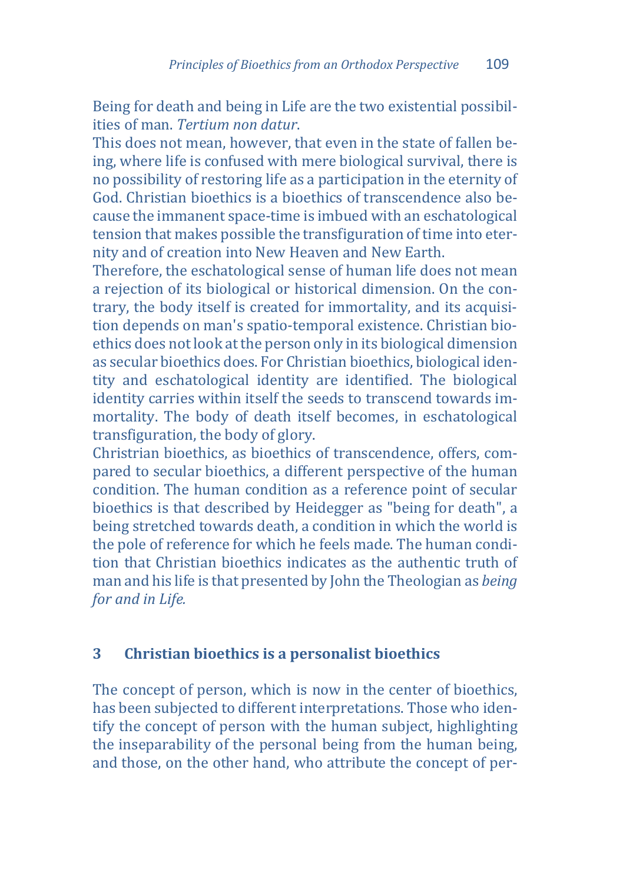Being for death and being in Life are the two existential possibilities of man. *Tertium non datur*.

This does not mean, however, that even in the state of fallen being, where life is confused with mere biological survival, there is no possibility of restoring life as a participation in the eternity of God. Christian bioethics is a bioethics of transcendence also because the immanent space-time is imbued with an eschatological tension that makes possible the transfiguration of time into eternity and of creation into New Heaven and New Earth.

Therefore, the eschatological sense of human life does not mean a rejection of its biological or historical dimension. On the contrary, the body itself is created for immortality, and its acquisition depends on man's spatio-temporal existence. Christian bioethics does not look at the person only in its biological dimension as secular bioethics does. For Christian bioethics, biological identity and eschatological identity are identified. The biological identity carries within itself the seeds to transcend towards immortality. The body of death itself becomes, in eschatological transfiguration, the body of glory.

Christian bioethics, as bioethics of transcendence, offers, compared to secular bioethics, a different perspective of the human condition. The human condition as a reference point of secular bioethics is that described by Heidegger as "being for death", a being stretched towards death, a condition in which the world is the pole of reference for which he feels made. The human condition that Christian bioethics indicates as the authentic truth of man and his life is that presented by John the Theologian as *being for and in Life.*

## 3 Christian bioethics is a personalist bioethics

The concept of person, which is now in the center of bioethics, has been subjected to different interpretations. Those who identify the concept of person with the human subject, highlighting the inseparability of the personal being from the human being, and those, on the other hand, who attribute the concept of per-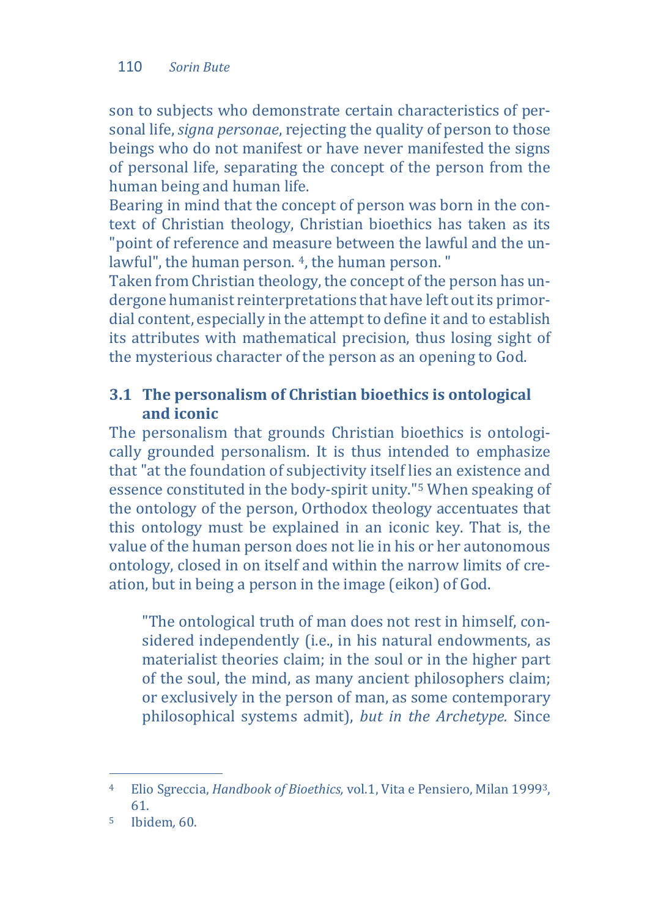son to subjects who demonstrate certain characteristics of personal life, *signa personae*, rejecting the quality of person to those beings who do not manifest or have never manifested the signs of personal life, separating the concept of the person from the human being and human life.

Bearing in mind that the concept of person was born in the context of Christian theology, Christian bioethics has taken as its "point of reference and measure between the lawful and the unlawful", the human person. [4], the human person. "

Taken from Christian theology, the concept of the person has undergone humanist reinterpretations that have left out its primordial content, especially in the attempt to define it and to establish its attributes with mathematical precision, thus losing sight of the mysterious character of the person as an opening to God.

### 3.1 The personalism of Christian bioethics is ontological and iconic

The personalism that grounds Christian bioethics is ontologically grounded personalism. It is thus intended to emphasize that "at the foundation of subjectivity itself lies an existence and essence constituted in the body-spirit unity."[5] When speaking of the ontology of the person, Orthodox theology accentuates that this ontology must be explained in an iconic key. That is, the value of the human person does not lie in his or her autonomous ontology, closed in on itself and within the narrow limits of creation, but in being a person in the image (eikon) of God.

> "The ontological truth of man does not rest in himself, considered independently (i.e., in his natural endowments, as materialist theories claim; in the soul or in the higher part of the soul, the mind, as many ancient philosophers claim; or exclusively in the person of man, as some contemporary philosophical systems admit), *but in the Archetype.* Since

---

[4] Elio Sgreccia, *Handbook of Bioethics,* vol.1, Vita e Pensiero, Milan 1999[3], 61.

[5] Ibidem*,* 60.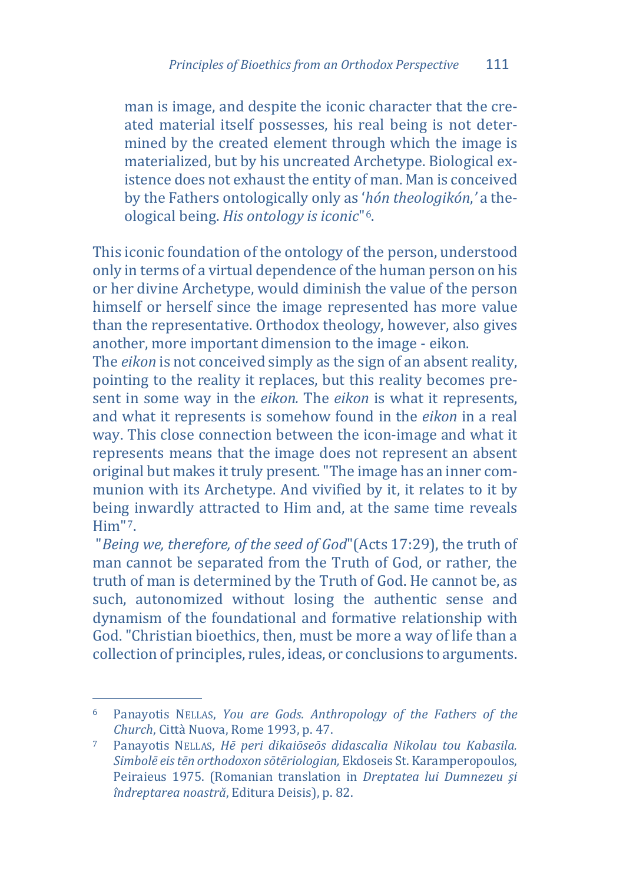> man is image, and despite the iconic character that the created material itself possesses, his real being is not determined by the created element through which the image is materialized, but by his uncreated Archetype. Biological existence does not exhaust the entity of man. Man is conceived by the Fathers ontologically only as '*hón theologikón*,' a theological being. *His ontology is iconic*"[6].

This iconic foundation of the ontology of the person, understood only in terms of a virtual dependence of the human person on his or her divine Archetype, would diminish the value of the person himself or herself since the image represented has more value than the representative. Orthodox theology, however, also gives another, more important dimension to the image - eikon.

The *eikon* is not conceived simply as the sign of an absent reality, pointing to the reality it replaces, but this reality becomes present in some way in the *eikon.* The *eikon* is what it represents, and what it represents is somehow found in the *eikon* in a real way. This close connection between the icon-image and what it represents means that the image does not represent an absent original but makes it truly present. "The image has an inner communion with its Archetype. And vivified by it, it relates to it by being inwardly attracted to Him and, at the same time reveals Him"[7].

"*Being we, therefore, of the seed of God*"(Acts 17:29), the truth of man cannot be separated from the Truth of God, or rather, the truth of man is determined by the Truth of God. He cannot be, as such, autonomized without losing the authentic sense and dynamism of the foundational and formative relationship with God. "Christian bioethics, then, must be more a way of life than a collection of principles, rules, ideas, or conclusions to arguments.

---

[6] Panayotis NELLAS, *You are Gods. Anthropology of the Fathers of the Church*, Città Nuova, Rome 1993, p. 47.

[7] Panayotis NELLAS, *Hē peri dikaiōseōs didascalia Nikolau tou Kabasila. Simbolē eis tēn orthodoxon sōtēriologian,* Ekdoseis St. Karamperopoulos, Peiraieus 1975. (Romanian translation in *Dreptatea lui Dumnezeu şi îndreptarea noastră*, Editura Deisis), p. 82.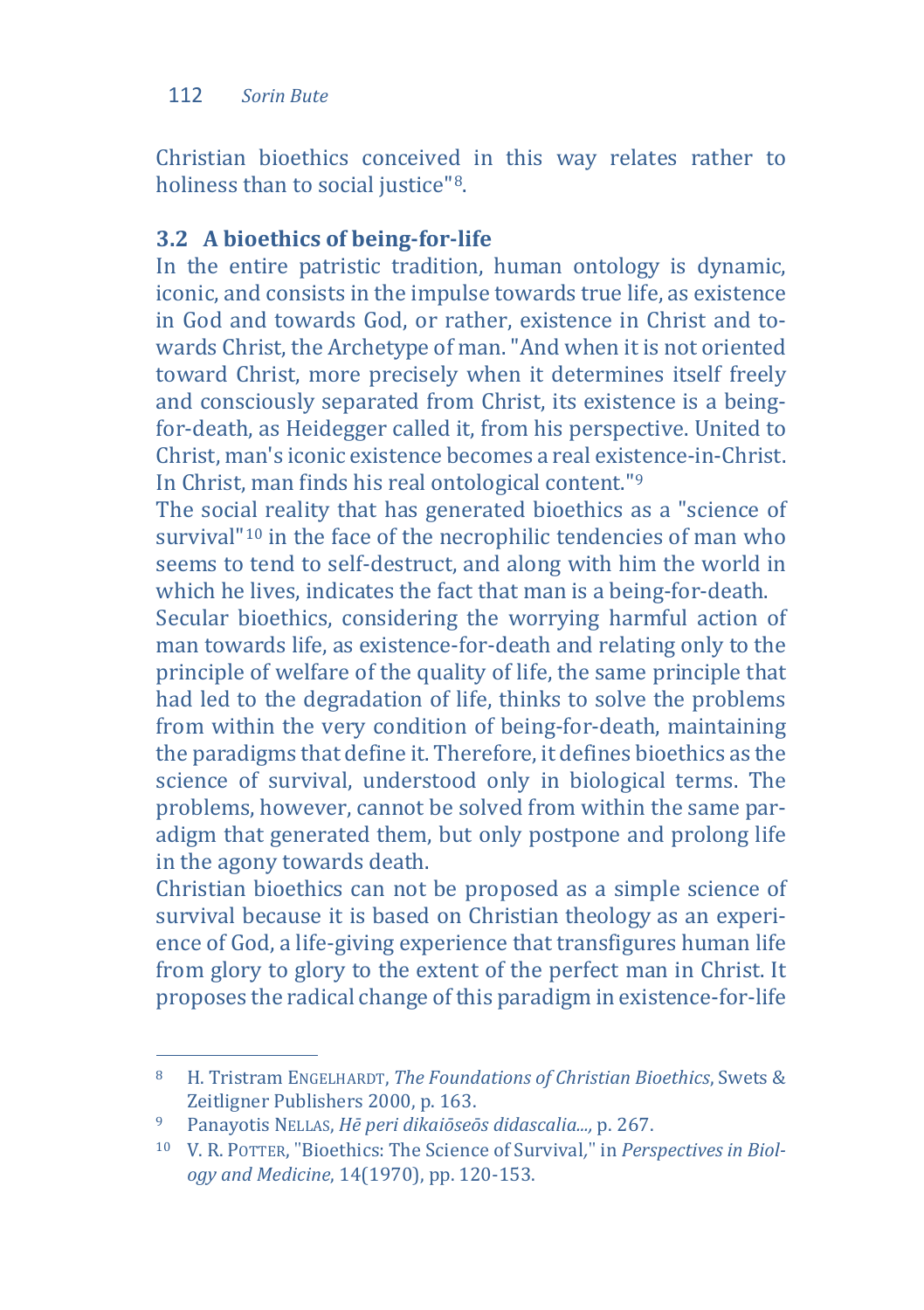Christian bioethics conceived in this way relates rather to holiness than to social justice"[8].

### 3.2 A bioethics of being-for-life

In the entire patristic tradition, human ontology is dynamic, iconic, and consists in the impulse towards true life, as existence in God and towards God, or rather, existence in Christ and towards Christ, the Archetype of man. "And when it is not oriented toward Christ, more precisely when it determines itself freely and consciously separated from Christ, its existence is a being-for-death, as Heidegger called it, from his perspective. United to Christ, man's iconic existence becomes a real existence-in-Christ. In Christ, man finds his real ontological content."[9]

The social reality that has generated bioethics as a "science of survival"[10] in the face of the necrophilic tendencies of man who seems to tend to self-destruct, and along with him the world in which he lives, indicates the fact that man is a being-for-death.

Secular bioethics, considering the worrying harmful action of man towards life, as existence-for-death and relating only to the principle of welfare of the quality of life, the same principle that had led to the degradation of life, thinks to solve the problems from within the very condition of being-for-death, maintaining the paradigms that define it. Therefore, it defines bioethics as the science of survival, understood only in biological terms. The problems, however, cannot be solved from within the same paradigm that generated them, but only postpone and prolong life in the agony towards death.

Christian bioethics can not be proposed as a simple science of survival because it is based on Christian theology as an experience of God, a life-giving experience that transfigures human life from glory to glory to the extent of the perfect man in Christ. It proposes the radical change of this paradigm in existence-for-life

---

[8] H. Tristram ENGELHARDT, *The Foundations of Christian Bioethics*, Swets & Zeitligner Publishers 2000, p. 163.

[9] Panayotis NELLAS, *Hē peri dikaiōseōs didascalia...,* p. 267.

[10] V. R. POTTER, "Bioethics: The Science of Survival," in *Perspectives in Biology and Medicine*, 14(1970), pp. 120-153.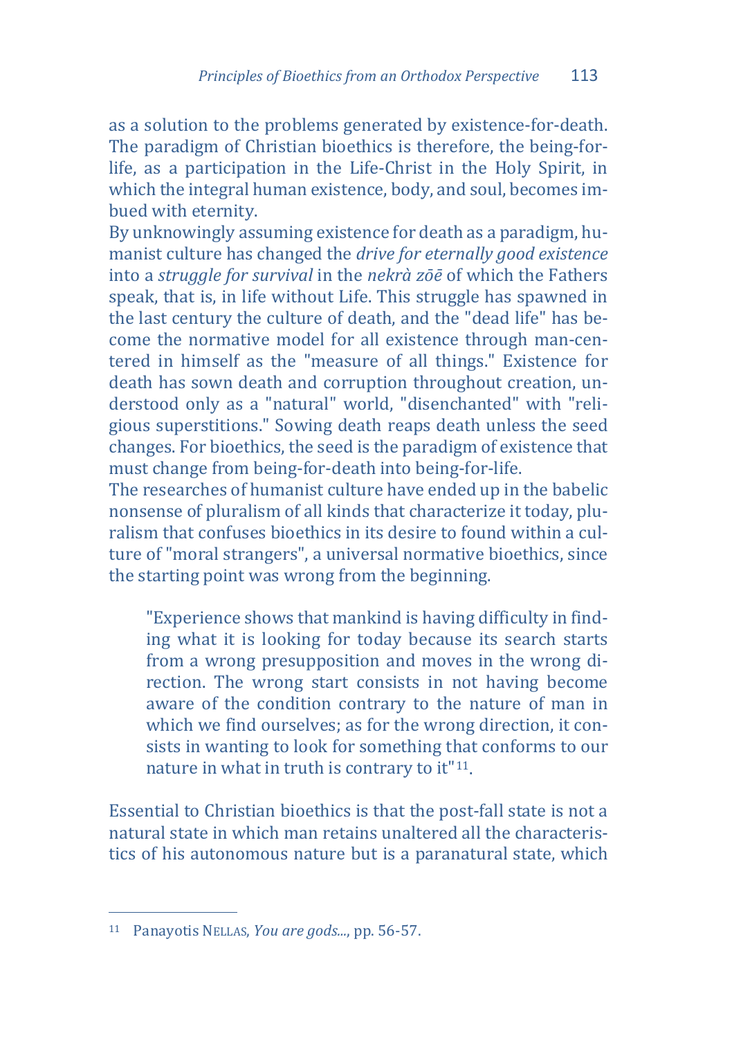as a solution to the problems generated by existence-for-death. The paradigm of Christian bioethics is therefore, the being-for-life, as a participation in the Life-Christ in the Holy Spirit, in which the integral human existence, body, and soul, becomes imbued with eternity.

By unknowingly assuming existence for death as a paradigm, humanist culture has changed the *drive for eternally good existence* into a *struggle for survival* in the *nekrà zōē* of which the Fathers speak, that is, in life without Life. This struggle has spawned in the last century the culture of death, and the "dead life" has become the normative model for all existence through man-centered in himself as the "measure of all things." Existence for death has sown death and corruption throughout creation, understood only as a "natural" world, "disenchanted" with "religious superstitions." Sowing death reaps death unless the seed changes. For bioethics, the seed is the paradigm of existence that must change from being-for-death into being-for-life.

The researches of humanist culture have ended up in the babelic nonsense of pluralism of all kinds that characterize it today, pluralism that confuses bioethics in its desire to found within a culture of "moral strangers", a universal normative bioethics, since the starting point was wrong from the beginning.

> "Experience shows that mankind is having difficulty in finding what it is looking for today because its search starts from a wrong presupposition and moves in the wrong direction. The wrong start consists in not having become aware of the condition contrary to the nature of man in which we find ourselves; as for the wrong direction, it consists in wanting to look for something that conforms to our nature in what in truth is contrary to it"[11].

Essential to Christian bioethics is that the post-fall state is not a natural state in which man retains unaltered all the characteristics of his autonomous nature but is a paranatural state, which

---

[11] Panayotis NELLAS, *You are gods...*, pp. 56-57.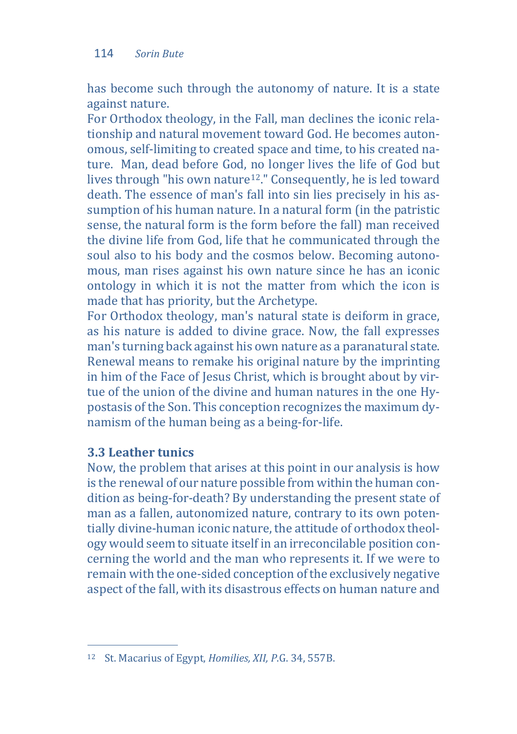has become such through the autonomy of nature. It is a state against nature.

For Orthodox theology, in the Fall, man declines the iconic relationship and natural movement toward God. He becomes autonomous, self-limiting to created space and time, to his created nature. Man, dead before God, no longer lives the life of God but lives through "his own nature[12]." Consequently, he is led toward death. The essence of man's fall into sin lies precisely in his assumption of his human nature. In a natural form (in the patristic sense, the natural form is the form before the fall) man received the divine life from God, life that he communicated through the soul also to his body and the cosmos below. Becoming autonomous, man rises against his own nature since he has an iconic ontology in which it is not the matter from which the icon is made that has priority, but the Archetype.

For Orthodox theology, man's natural state is deiform in grace, as his nature is added to divine grace. Now, the fall expresses man's turning back against his own nature as a paranatural state. Renewal means to remake his original nature by the imprinting in him of the Face of Jesus Christ, which is brought about by virtue of the union of the divine and human natures in the one Hypostasis of the Son. This conception recognizes the maximum dynamism of the human being as a being-for-life.

### 3.3 Leather tunics

Now, the problem that arises at this point in our analysis is how is the renewal of our nature possible from within the human condition as being-for-death? By understanding the present state of man as a fallen, autonomized nature, contrary to its own potentially divine-human iconic nature, the attitude of orthodox theology would seem to situate itself in an irreconcilable position concerning the world and the man who represents it. If we were to remain with the one-sided conception of the exclusively negative aspect of the fall, with its disastrous effects on human nature and

---

[12] St. Macarius of Egypt, *Homilies, XII, P.*G. 34, 557B.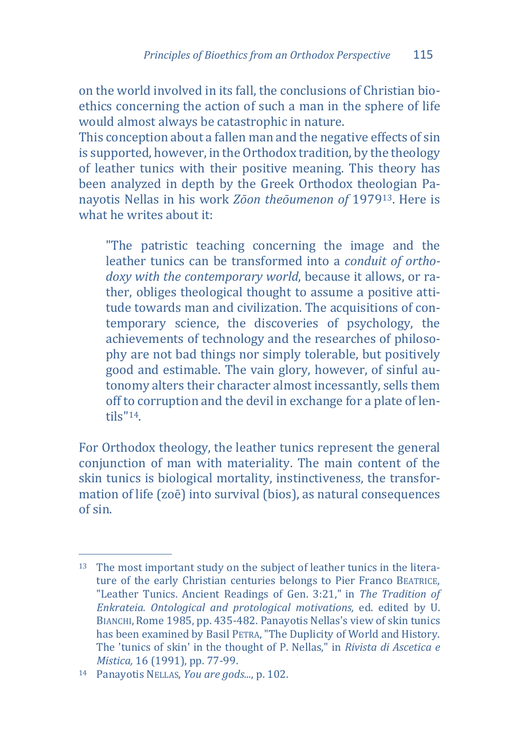on the world involved in its fall, the conclusions of Christian bioethics concerning the action of such a man in the sphere of life would almost always be catastrophic in nature.

This conception about a fallen man and the negative effects of sin is supported, however, in the Orthodox tradition, by the theology of leather tunics with their positive meaning. This theory has been analyzed in depth by the Greek Orthodox theologian Panayotis Nellas in his work *Zōon theōumenon of* 1979[13]. Here is what he writes about it:

> "The patristic teaching concerning the image and the leather tunics can be transformed into a *conduit of orthodoxy with the contemporary world*, because it allows, or rather, obliges theological thought to assume a positive attitude towards man and civilization. The acquisitions of contemporary science, the discoveries of psychology, the achievements of technology and the researches of philosophy are not bad things nor simply tolerable, but positively good and estimable. The vain glory, however, of sinful autonomy alters their character almost incessantly, sells them off to corruption and the devil in exchange for a plate of lentils"[14].

For Orthodox theology, the leather tunics represent the general conjunction of man with materiality. The main content of the skin tunics is biological mortality, instinctiveness, the transformation of life (zoē) into survival (bios), as natural consequences of sin.

---

[13] The most important study on the subject of leather tunics in the literature of the early Christian centuries belongs to Pier Franco BEATRICE, "Leather Tunics. Ancient Readings of Gen. 3:21," in *The Tradition of Enkrateia. Ontological and protological motivations,* ed. edited by U. BIANCHI, Rome 1985, pp. 435-482. Panayotis Nellas's view of skin tunics has been examined by Basil PETRA, "The Duplicity of World and History. The 'tunics of skin' in the thought of P. Nellas," in *Rivista di Ascetica e Mistica,* 16 (1991), pp. 77-99.

[14] Panayotis NELLAS, *You are gods...*, p. 102.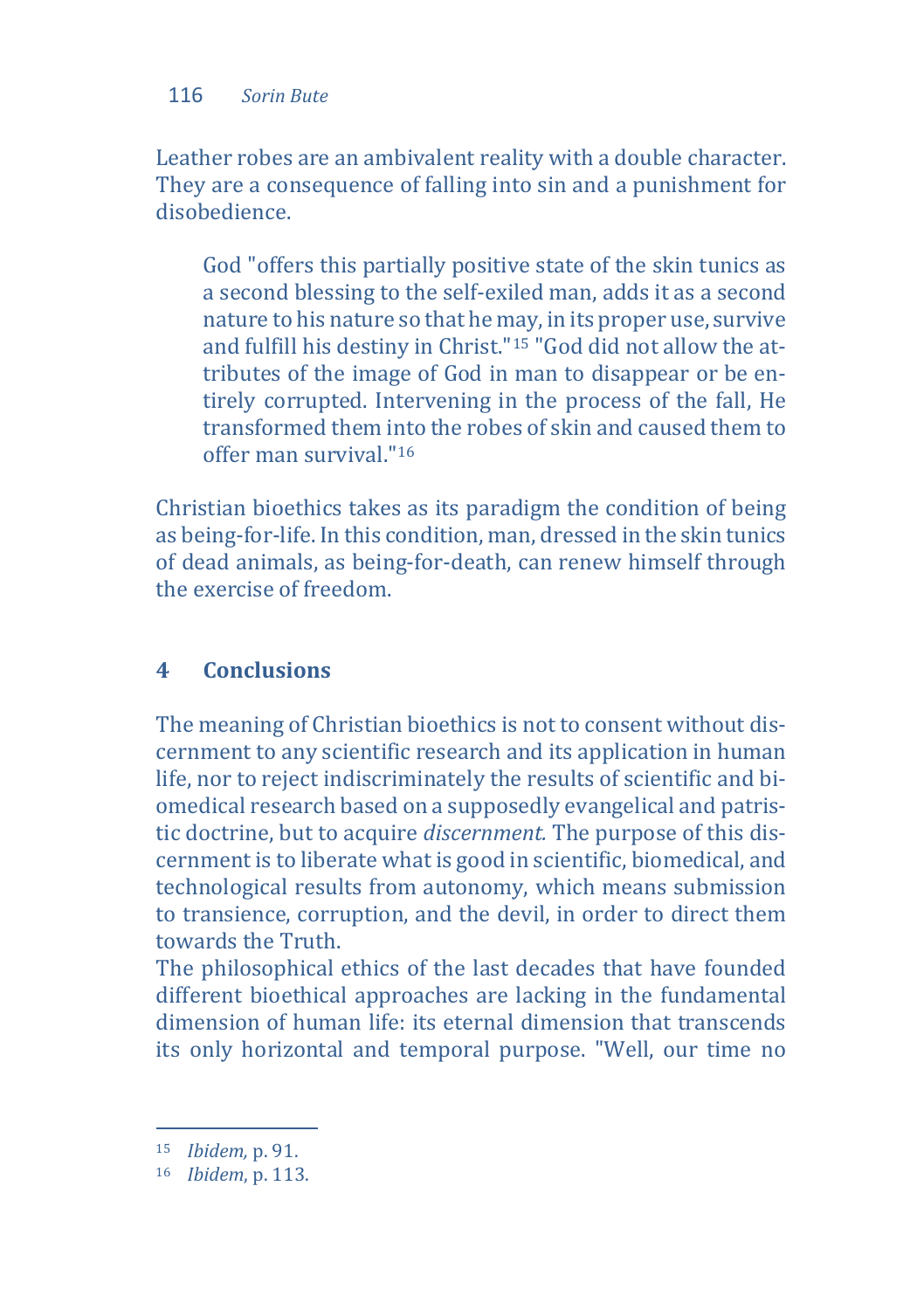Leather robes are an ambivalent reality with a double character. They are a consequence of falling into sin and a punishment for disobedience.

> God "offers this partially positive state of the skin tunics as a second blessing to the self-exiled man, adds it as a second nature to his nature so that he may, in its proper use, survive and fulfill his destiny in Christ."[15] "God did not allow the attributes of the image of God in man to disappear or be entirely corrupted. Intervening in the process of the fall, He transformed them into the robes of skin and caused them to offer man survival."[16]

Christian bioethics takes as its paradigm the condition of being as being-for-life. In this condition, man, dressed in the skin tunics of dead animals, as being-for-death, can renew himself through the exercise of freedom.

## 4 Conclusions

The meaning of Christian bioethics is not to consent without discernment to any scientific research and its application in human life, nor to reject indiscriminately the results of scientific and biomedical research based on a supposedly evangelical and patristic doctrine, but to acquire *discernment.* The purpose of this discernment is to liberate what is good in scientific, biomedical, and technological results from autonomy, which means submission to transience, corruption, and the devil, in order to direct them towards the Truth.

The philosophical ethics of the last decades that have founded different bioethical approaches are lacking in the fundamental dimension of human life: its eternal dimension that transcends its only horizontal and temporal purpose. "Well, our time no

---

[15] *Ibidem,* p. 91.

[16] *Ibidem*, p. 113.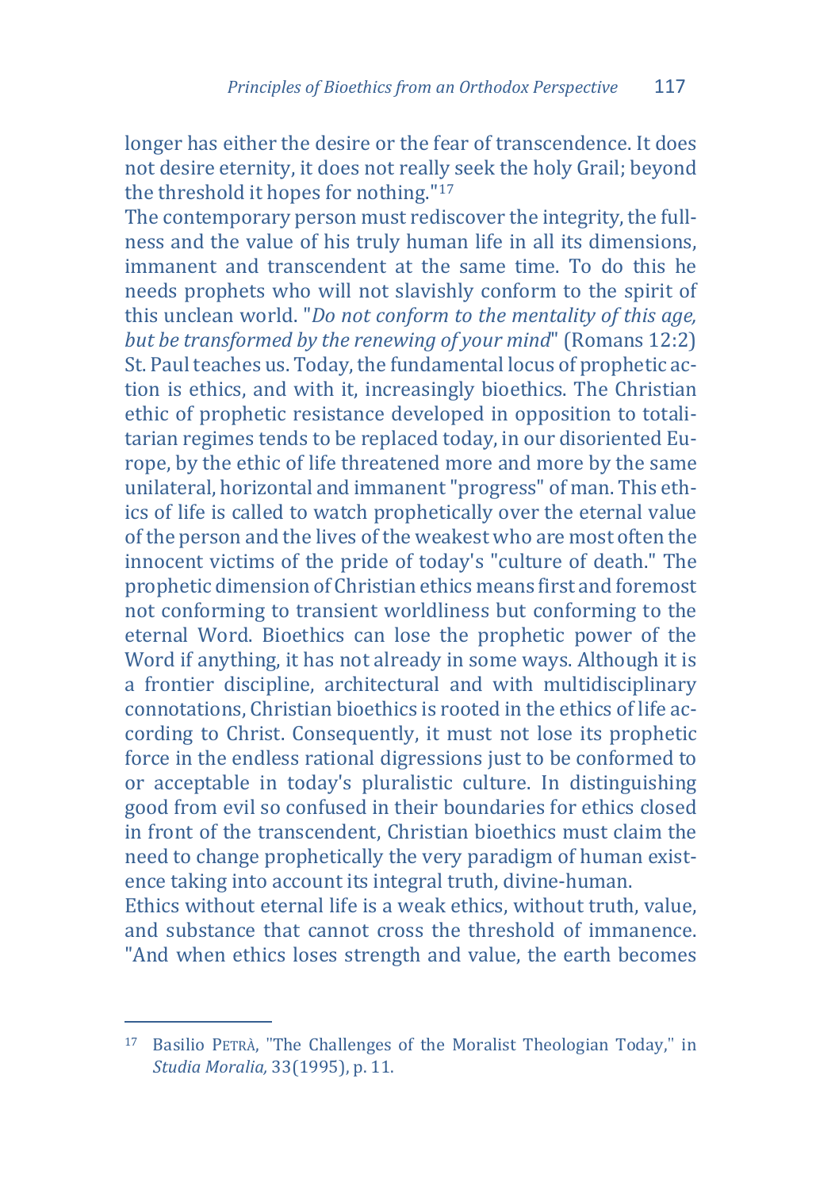longer has either the desire or the fear of transcendence. It does not desire eternity, it does not really seek the holy Grail; beyond the threshold it hopes for nothing."[17]

The contemporary person must rediscover the integrity, the fullness and the value of his truly human life in all its dimensions, immanent and transcendent at the same time. To do this he needs prophets who will not slavishly conform to the spirit of this unclean world. "*Do not conform to the mentality of this age, but be transformed by the renewing of your mind*" (Romans 12:2) St. Paul teaches us. Today, the fundamental locus of prophetic action is ethics, and with it, increasingly bioethics. The Christian ethic of prophetic resistance developed in opposition to totalitarian regimes tends to be replaced today, in our disoriented Europe, by the ethic of life threatened more and more by the same unilateral, horizontal and immanent "progress" of man. This ethics of life is called to watch prophetically over the eternal value of the person and the lives of the weakest who are most often the innocent victims of the pride of today's "culture of death." The prophetic dimension of Christian ethics means first and foremost not conforming to transient worldliness but conforming to the eternal Word. Bioethics can lose the prophetic power of the Word if anything, it has not already in some ways. Although it is a frontier discipline, architectural and with multidisciplinary connotations, Christian bioethics is rooted in the ethics of life according to Christ. Consequently, it must not lose its prophetic force in the endless rational digressions just to be conformed to or acceptable in today's pluralistic culture. In distinguishing good from evil so confused in their boundaries for ethics closed in front of the transcendent, Christian bioethics must claim the need to change prophetically the very paradigm of human existence taking into account its integral truth, divine-human.

Ethics without eternal life is a weak ethics, without truth, value, and substance that cannot cross the threshold of immanence. "And when ethics loses strength and value, the earth becomes

---

[17] Basilio PETRÀ, "The Challenges of the Moralist Theologian Today," in *Studia Moralia,* 33(1995), p. 11.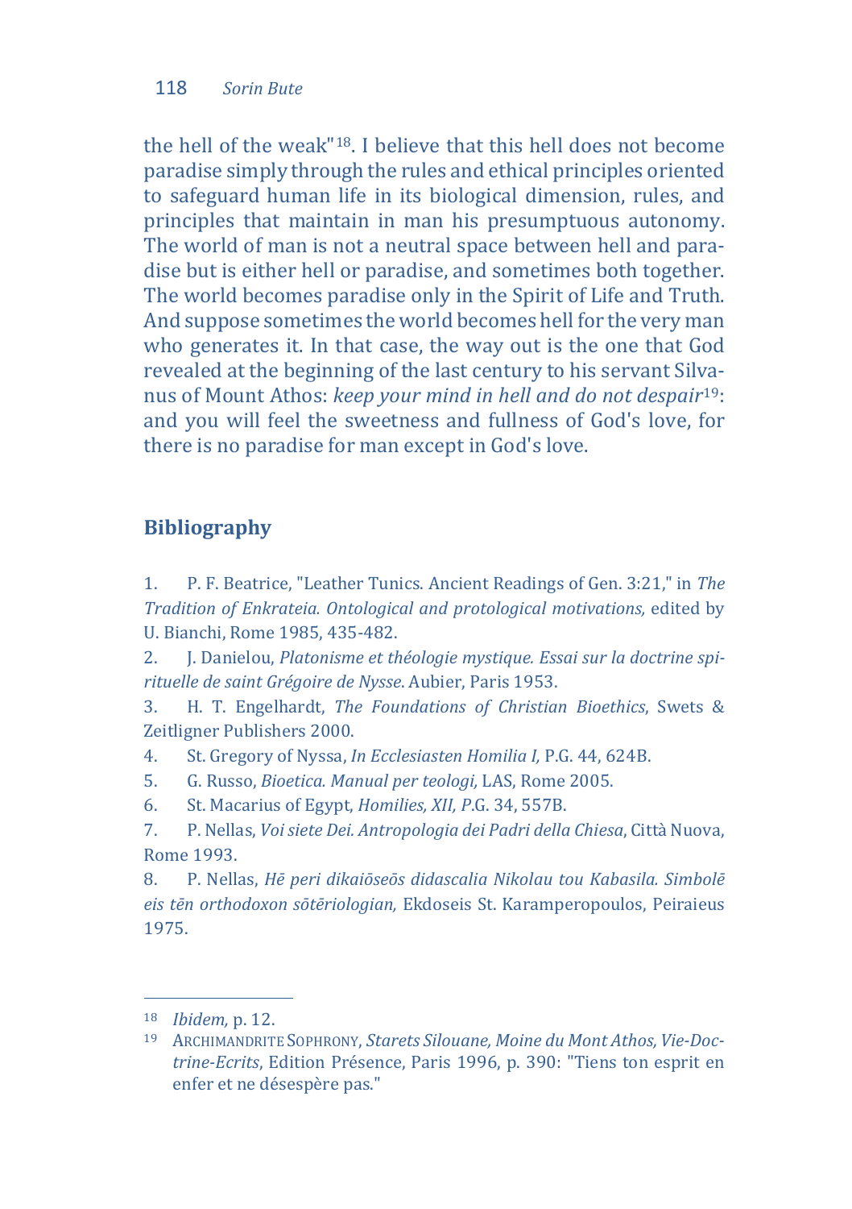the hell of the weak"[18]. I believe that this hell does not become paradise simply through the rules and ethical principles oriented to safeguard human life in its biological dimension, rules, and principles that maintain in man his presumptuous autonomy. The world of man is not a neutral space between hell and paradise but is either hell or paradise, and sometimes both together. The world becomes paradise only in the Spirit of Life and Truth. And suppose sometimes the world becomes hell for the very man who generates it. In that case, the way out is the one that God revealed at the beginning of the last century to his servant Silvanus of Mount Athos: *keep your mind in hell and do not despair*[19]: and you will feel the sweetness and fullness of God's love, for there is no paradise for man except in God's love.

## Bibliography

1. P. F. Beatrice, "Leather Tunics. Ancient Readings of Gen. 3:21," in *The Tradition of Enkrateia. Ontological and protological motivations,* edited by U. Bianchi, Rome 1985, 435-482.
2. J. Danielou, *Platonisme et théologie mystique. Essai sur la doctrine spirituelle de saint Grégoire de Nysse*. Aubier, Paris 1953.
3. H. T. Engelhardt, *The Foundations of Christian Bioethics*, Swets & Zeitligner Publishers 2000.
4. St. Gregory of Nyssa, *In Ecclesiasten Homilia I,* P.G. 44, 624B.
5. G. Russo, *Bioetica. Manual per teologi,* LAS, Rome 2005.
6. St. Macarius of Egypt, *Homilies, XII, P*.G. 34, 557B.
7. P. Nellas, *Voi siete Dei. Antropologia dei Padri della Chiesa*, Città Nuova, Rome 1993.
8. P. Nellas, *Hē peri dikaiōseōs didascalia Nikolau tou Kabasila. Simbolē eis tēn orthodoxon sōtēriologian,* Ekdoseis St. Karamperopoulos, Peiraieus 1975.

---

[18] *Ibidem,* p. 12.

[19] ARCHIMANDRITE SOPHRONY, *Starets Silouane, Moine du Mont Athos, Vie-Doctrine-Ecrits*, Edition Présence, Paris 1996, p. 390: "Tiens ton esprit en enfer et ne désespère pas."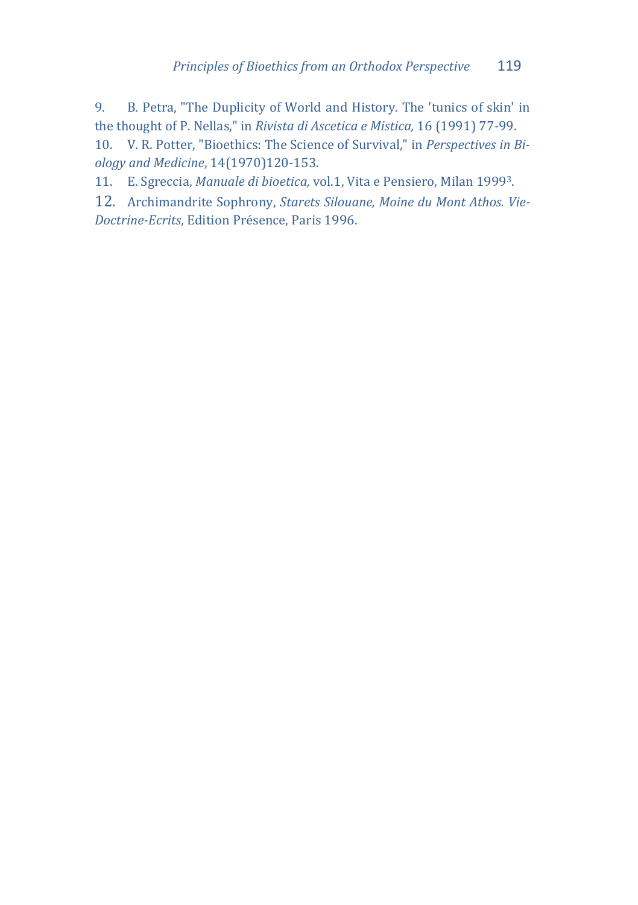9. B. Petra, "The Duplicity of World and History. The 'tunics of skin' in the thought of P. Nellas," in *Rivista di Ascetica e Mistica,* 16 (1991) 77-99.
10. V. R. Potter, "Bioethics: The Science of Survival," in *Perspectives in Biology and Medicine*, 14(1970)120-153.
11. E. Sgreccia, *Manuale di bioetica,* vol.1, Vita e Pensiero, Milan 1999[3].
12. Archimandrite Sophrony, *Starets Silouane, Moine du Mont Athos. Vie-Doctrine-Ecrits*, Edition Présence, Paris 1996.